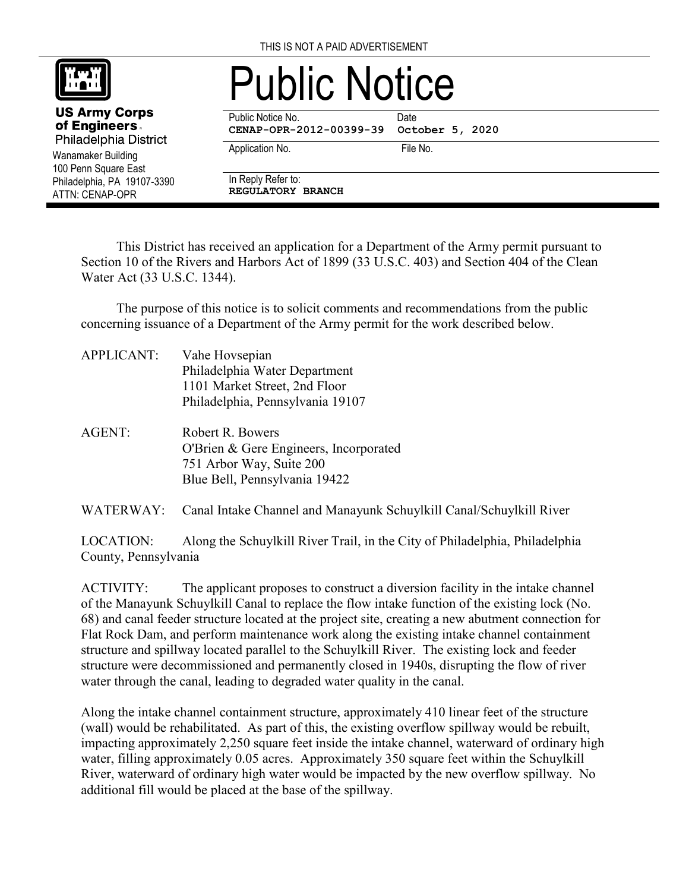THIS IS NOT A PAID ADVERTISEMENT

**US Army Corps of Engineers**
Philadelphia District
Wanamaker Building
100 Penn Square East
Philadelphia, PA 19107-3390
ATTN: CENAP-OPR

# Public Notice

| Public Notice No. | Date |
|---|---|
| **CENAP-OPR-2012-00399-39** | **October 5, 2020** |
| Application No. | File No. |
| In Reply Refer to: **REGULATORY BRANCH** | |

This District has received an application for a Department of the Army permit pursuant to Section 10 of the Rivers and Harbors Act of 1899 (33 U.S.C. 403) and Section 404 of the Clean Water Act (33 U.S.C. 1344).

The purpose of this notice is to solicit comments and recommendations from the public concerning issuance of a Department of the Army permit for the work described below.

APPLICANT: Vahe Hovsepian
Philadelphia Water Department
1101 Market Street, 2nd Floor
Philadelphia, Pennsylvania 19107

AGENT: Robert R. Bowers
O'Brien & Gere Engineers, Incorporated
751 Arbor Way, Suite 200
Blue Bell, Pennsylvania 19422

WATERWAY: Canal Intake Channel and Manayunk Schuylkill Canal/Schuylkill River

LOCATION: Along the Schuylkill River Trail, in the City of Philadelphia, Philadelphia County, Pennsylvania

ACTIVITY: The applicant proposes to construct a diversion facility in the intake channel of the Manayunk Schuylkill Canal to replace the flow intake function of the existing lock (No. 68) and canal feeder structure located at the project site, creating a new abutment connection for Flat Rock Dam, and perform maintenance work along the existing intake channel containment structure and spillway located parallel to the Schuylkill River. The existing lock and feeder structure were decommissioned and permanently closed in 1940s, disrupting the flow of river water through the canal, leading to degraded water quality in the canal.

Along the intake channel containment structure, approximately 410 linear feet of the structure (wall) would be rehabilitated. As part of this, the existing overflow spillway would be rebuilt, impacting approximately 2,250 square feet inside the intake channel, waterward of ordinary high water, filling approximately 0.05 acres. Approximately 350 square feet within the Schuylkill River, waterward of ordinary high water would be impacted by the new overflow spillway. No additional fill would be placed at the base of the spillway.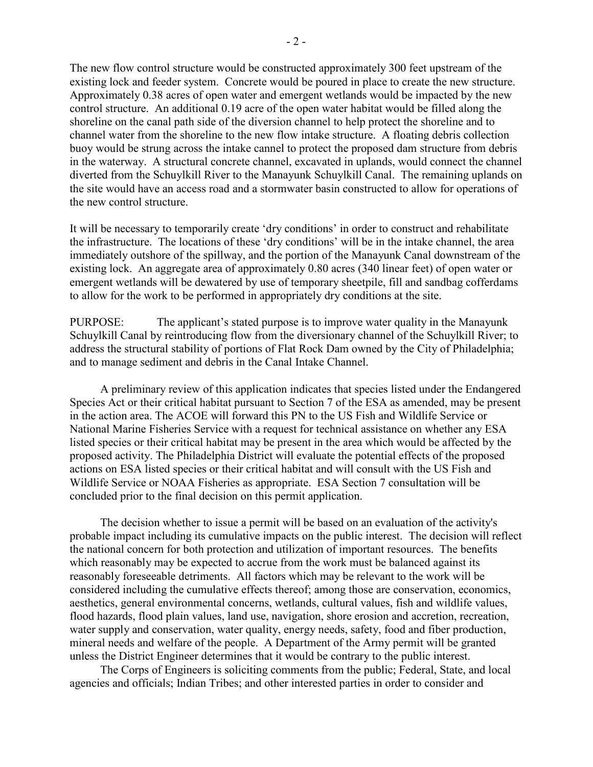The new flow control structure would be constructed approximately 300 feet upstream of the existing lock and feeder system. Concrete would be poured in place to create the new structure. Approximately 0.38 acres of open water and emergent wetlands would be impacted by the new control structure. An additional 0.19 acre of the open water habitat would be filled along the shoreline on the canal path side of the diversion channel to help protect the shoreline and to channel water from the shoreline to the new flow intake structure. A floating debris collection buoy would be strung across the intake cannel to protect the proposed dam structure from debris in the waterway. A structural concrete channel, excavated in uplands, would connect the channel diverted from the Schuylkill River to the Manayunk Schuylkill Canal. The remaining uplands on the site would have an access road and a stormwater basin constructed to allow for operations of the new control structure.

It will be necessary to temporarily create 'dry conditions' in order to construct and rehabilitate the infrastructure. The locations of these 'dry conditions' will be in the intake channel, the area immediately outshore of the spillway, and the portion of the Manayunk Canal downstream of the existing lock. An aggregate area of approximately 0.80 acres (340 linear feet) of open water or emergent wetlands will be dewatered by use of temporary sheetpile, fill and sandbag cofferdams to allow for the work to be performed in appropriately dry conditions at the site.

PURPOSE: The applicant's stated purpose is to improve water quality in the Manayunk Schuylkill Canal by reintroducing flow from the diversionary channel of the Schuylkill River; to address the structural stability of portions of Flat Rock Dam owned by the City of Philadelphia; and to manage sediment and debris in the Canal Intake Channel.

A preliminary review of this application indicates that species listed under the Endangered Species Act or their critical habitat pursuant to Section 7 of the ESA as amended, may be present in the action area. The ACOE will forward this PN to the US Fish and Wildlife Service or National Marine Fisheries Service with a request for technical assistance on whether any ESA listed species or their critical habitat may be present in the area which would be affected by the proposed activity. The Philadelphia District will evaluate the potential effects of the proposed actions on ESA listed species or their critical habitat and will consult with the US Fish and Wildlife Service or NOAA Fisheries as appropriate. ESA Section 7 consultation will be concluded prior to the final decision on this permit application.

The decision whether to issue a permit will be based on an evaluation of the activity's probable impact including its cumulative impacts on the public interest. The decision will reflect the national concern for both protection and utilization of important resources. The benefits which reasonably may be expected to accrue from the work must be balanced against its reasonably foreseeable detriments. All factors which may be relevant to the work will be considered including the cumulative effects thereof; among those are conservation, economics, aesthetics, general environmental concerns, wetlands, cultural values, fish and wildlife values, flood hazards, flood plain values, land use, navigation, shore erosion and accretion, recreation, water supply and conservation, water quality, energy needs, safety, food and fiber production, mineral needs and welfare of the people. A Department of the Army permit will be granted unless the District Engineer determines that it would be contrary to the public interest.

The Corps of Engineers is soliciting comments from the public; Federal, State, and local agencies and officials; Indian Tribes; and other interested parties in order to consider and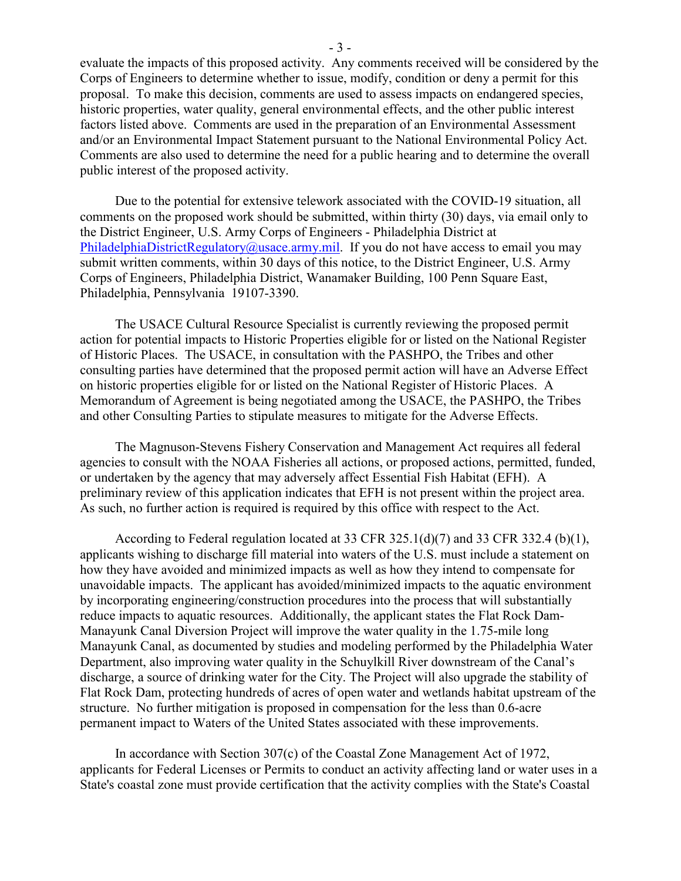evaluate the impacts of this proposed activity. Any comments received will be considered by the Corps of Engineers to determine whether to issue, modify, condition or deny a permit for this proposal. To make this decision, comments are used to assess impacts on endangered species, historic properties, water quality, general environmental effects, and the other public interest factors listed above. Comments are used in the preparation of an Environmental Assessment and/or an Environmental Impact Statement pursuant to the National Environmental Policy Act. Comments are also used to determine the need for a public hearing and to determine the overall public interest of the proposed activity.

Due to the potential for extensive telework associated with the COVID-19 situation, all comments on the proposed work should be submitted, within thirty (30) days, via email only to the District Engineer, U.S. Army Corps of Engineers - Philadelphia District at PhiladelphiaDistrictRegulatory@usace.army.mil. If you do not have access to email you may submit written comments, within 30 days of this notice, to the District Engineer, U.S. Army Corps of Engineers, Philadelphia District, Wanamaker Building, 100 Penn Square East, Philadelphia, Pennsylvania 19107-3390.

The USACE Cultural Resource Specialist is currently reviewing the proposed permit action for potential impacts to Historic Properties eligible for or listed on the National Register of Historic Places. The USACE, in consultation with the PASHPO, the Tribes and other consulting parties have determined that the proposed permit action will have an Adverse Effect on historic properties eligible for or listed on the National Register of Historic Places. A Memorandum of Agreement is being negotiated among the USACE, the PASHPO, the Tribes and other Consulting Parties to stipulate measures to mitigate for the Adverse Effects.

The Magnuson-Stevens Fishery Conservation and Management Act requires all federal agencies to consult with the NOAA Fisheries all actions, or proposed actions, permitted, funded, or undertaken by the agency that may adversely affect Essential Fish Habitat (EFH). A preliminary review of this application indicates that EFH is not present within the project area. As such, no further action is required is required by this office with respect to the Act.

According to Federal regulation located at 33 CFR 325.1(d)(7) and 33 CFR 332.4 (b)(1), applicants wishing to discharge fill material into waters of the U.S. must include a statement on how they have avoided and minimized impacts as well as how they intend to compensate for unavoidable impacts. The applicant has avoided/minimized impacts to the aquatic environment by incorporating engineering/construction procedures into the process that will substantially reduce impacts to aquatic resources. Additionally, the applicant states the Flat Rock Dam-Manayunk Canal Diversion Project will improve the water quality in the 1.75-mile long Manayunk Canal, as documented by studies and modeling performed by the Philadelphia Water Department, also improving water quality in the Schuylkill River downstream of the Canal's discharge, a source of drinking water for the City. The Project will also upgrade the stability of Flat Rock Dam, protecting hundreds of acres of open water and wetlands habitat upstream of the structure. No further mitigation is proposed in compensation for the less than 0.6-acre permanent impact to Waters of the United States associated with these improvements.

In accordance with Section 307(c) of the Coastal Zone Management Act of 1972, applicants for Federal Licenses or Permits to conduct an activity affecting land or water uses in a State's coastal zone must provide certification that the activity complies with the State's Coastal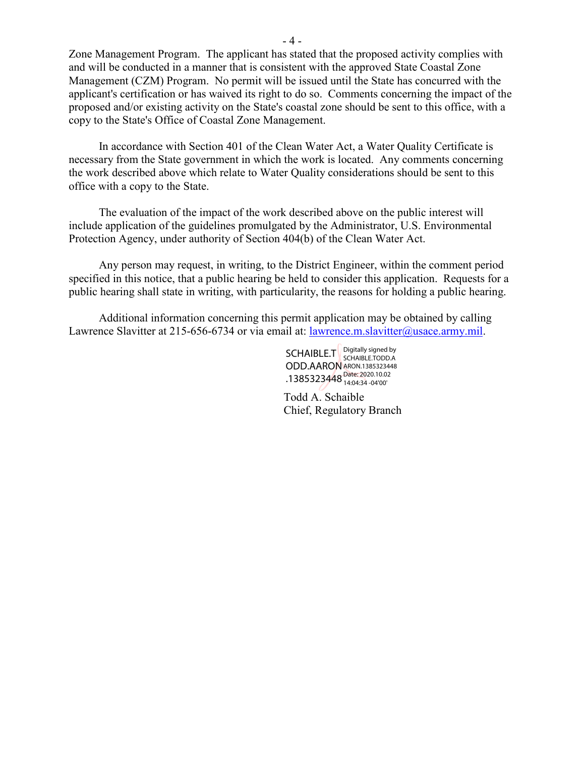Zone Management Program. The applicant has stated that the proposed activity complies with and will be conducted in a manner that is consistent with the approved State Coastal Zone Management (CZM) Program. No permit will be issued until the State has concurred with the applicant's certification or has waived its right to do so. Comments concerning the impact of the proposed and/or existing activity on the State's coastal zone should be sent to this office, with a copy to the State's Office of Coastal Zone Management.

In accordance with Section 401 of the Clean Water Act, a Water Quality Certificate is necessary from the State government in which the work is located. Any comments concerning the work described above which relate to Water Quality considerations should be sent to this office with a copy to the State.

The evaluation of the impact of the work described above on the public interest will include application of the guidelines promulgated by the Administrator, U.S. Environmental Protection Agency, under authority of Section 404(b) of the Clean Water Act.

Any person may request, in writing, to the District Engineer, within the comment period specified in this notice, that a public hearing be held to consider this application. Requests for a public hearing shall state in writing, with particularity, the reasons for holding a public hearing.

Additional information concerning this permit application may be obtained by calling Lawrence Slavitter at 215-656-6734 or via email at: lawrence.m.slavitter@usace.army.mil.

SCHAIBLE.TODD.AARON.1385323448 Digitally signed by SCHAIBLE.TODD.AARON.1385323448 Date: 2020.10.02 14:04:34 -04'00'

Todd A. Schaible
Chief, Regulatory Branch